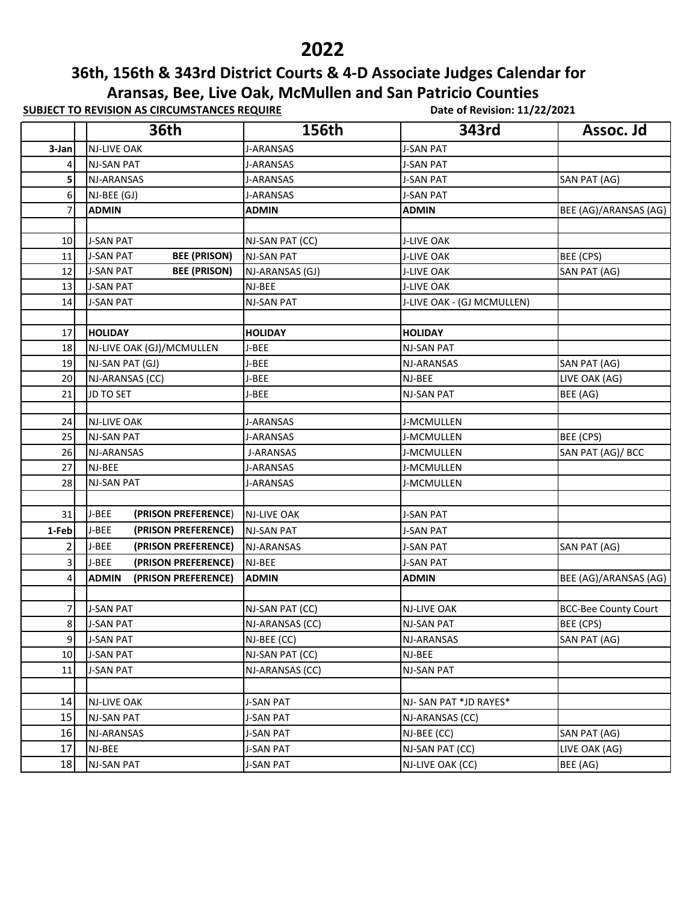# 2022

## 36th, 156th & 343rd District Courts & 4-D Associate Judges Calendar for Aransas, Bee, Live Oak, McMullen and San Patricio Counties

**SUBJECT TO REVISION AS CIRCUMSTANCES REQUIRE** **Date of Revision: 11/22/2021**

| | | 36th | 156th | 343rd | Assoc. Jd |
|---|---|---|---|---|---|
| **3-Jan** | | NJ-LIVE OAK | J-ARANSAS | J-SAN PAT | |
| 4 | | NJ-SAN PAT | J-ARANSAS | J-SAN PAT | |
| **5** | | NJ-ARANSAS | J-ARANSAS | J-SAN PAT | SAN PAT (AG) |
| 6 | | NJ-BEE (GJ) | J-ARANSAS | J-SAN PAT | |
| 7 | | **ADMIN** | **ADMIN** | **ADMIN** | BEE (AG)/ARANSAS (AG) |
| | | | | | |
| 10 | | J-SAN PAT | NJ-SAN PAT (CC) | J-LIVE OAK | |
| 11 | | J-SAN PAT **BEE (PRISON)** | NJ-SAN PAT | J-LIVE OAK | BEE (CPS) |
| 12 | | J-SAN PAT **BEE (PRISON)** | NJ-ARANSAS (GJ) | J-LIVE OAK | SAN PAT (AG) |
| 13 | | J-SAN PAT | NJ-BEE | J-LIVE OAK | |
| 14 | | J-SAN PAT | NJ-SAN PAT | J-LIVE OAK - (GJ MCMULLEN) | |
| | | | | | |
| 17 | | **HOLIDAY** | **HOLIDAY** | **HOLIDAY** | |
| 18 | | NJ-LIVE OAK (GJ)/MCMULLEN | J-BEE | NJ-SAN PAT | |
| 19 | | NJ-SAN PAT (GJ) | J-BEE | NJ-ARANSAS | SAN PAT (AG) |
| 20 | | NJ-ARANSAS (CC) | J-BEE | NJ-BEE | LIVE OAK (AG) |
| 21 | | JD TO SET | J-BEE | NJ-SAN PAT | BEE (AG) |
| | | | | | |
| 24 | | NJ-LIVE OAK | J-ARANSAS | J-MCMULLEN | |
| 25 | | NJ-SAN PAT | J-ARANSAS | J-MCMULLEN | BEE (CPS) |
| 26 | | NJ-ARANSAS | J-ARANSAS | J-MCMULLEN | SAN PAT (AG)/ BCC |
| 27 | | NJ-BEE | J-ARANSAS | J-MCMULLEN | |
| 28 | | NJ-SAN PAT | J-ARANSAS | J-MCMULLEN | |
| | | | | | |
| 31 | | J-BEE **(PRISON PREFERENCE)** | NJ-LIVE OAK | J-SAN PAT | |
| **1-Feb** | | J-BEE **(PRISON PREFERENCE)** | NJ-SAN PAT | J-SAN PAT | |
| 2 | | J-BEE **(PRISON PREFERENCE)** | NJ-ARANSAS | J-SAN PAT | SAN PAT (AG) |
| 3 | | J-BEE **(PRISON PREFERENCE)** | NJ-BEE | J-SAN PAT | |
| 4 | | **ADMIN (PRISON PREFERENCE)** | **ADMIN** | **ADMIN** | BEE (AG)/ARANSAS (AG) |
| | | | | | |
| 7 | | J-SAN PAT | NJ-SAN PAT (CC) | NJ-LIVE OAK | BCC-Bee County Court |
| 8 | | J-SAN PAT | NJ-ARANSAS (CC) | NJ-SAN PAT | BEE (CPS) |
| 9 | | J-SAN PAT | NJ-BEE (CC) | NJ-ARANSAS | SAN PAT (AG) |
| 10 | | J-SAN PAT | NJ-SAN PAT (CC) | NJ-BEE | |
| 11 | | J-SAN PAT | NJ-ARANSAS (CC) | NJ-SAN PAT | |
| | | | | | |
| 14 | | NJ-LIVE OAK | J-SAN PAT | NJ- SAN PAT *JD RAYES* | |
| 15 | | NJ-SAN PAT | J-SAN PAT | NJ-ARANSAS (CC) | |
| 16 | | NJ-ARANSAS | J-SAN PAT | NJ-BEE (CC) | SAN PAT (AG) |
| 17 | | NJ-BEE | J-SAN PAT | NJ-SAN PAT (CC) | LIVE OAK (AG) |
| 18 | | NJ-SAN PAT | J-SAN PAT | NJ-LIVE OAK (CC) | BEE (AG) |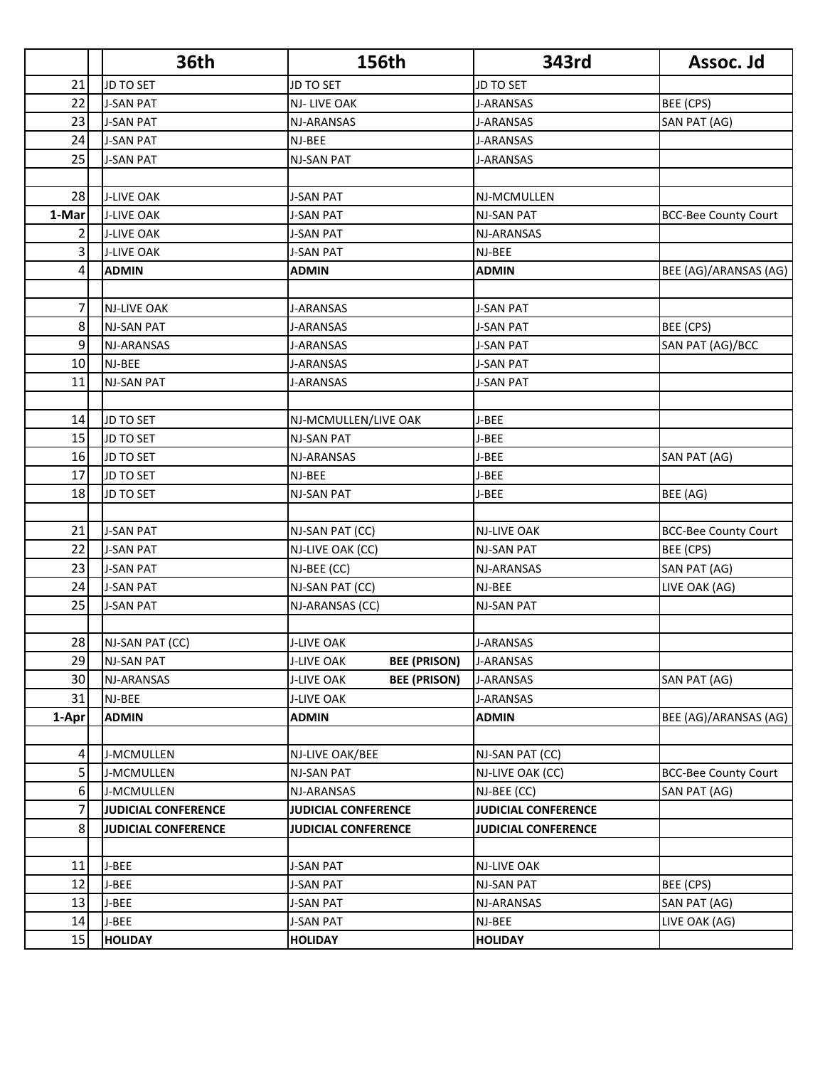| | | 36th | 156th | 343rd | Assoc. Jd |
|---|---|---|---|---|---|
| 21 | | JD TO SET | JD TO SET | JD TO SET | |
| 22 | | J-SAN PAT | NJ- LIVE OAK | J-ARANSAS | BEE (CPS) |
| 23 | | J-SAN PAT | NJ-ARANSAS | J-ARANSAS | SAN PAT (AG) |
| 24 | | J-SAN PAT | NJ-BEE | J-ARANSAS | |
| 25 | | J-SAN PAT | NJ-SAN PAT | J-ARANSAS | |
| | | | | | |
| 28 | | J-LIVE OAK | J-SAN PAT | NJ-MCMULLEN | |
| **1-Mar** | | J-LIVE OAK | J-SAN PAT | NJ-SAN PAT | BCC-Bee County Court |
| 2 | | J-LIVE OAK | J-SAN PAT | NJ-ARANSAS | |
| 3 | | J-LIVE OAK | J-SAN PAT | NJ-BEE | |
| 4 | | **ADMIN** | **ADMIN** | **ADMIN** | BEE (AG)/ARANSAS (AG) |
| | | | | | |
| 7 | | NJ-LIVE OAK | J-ARANSAS | J-SAN PAT | |
| 8 | | NJ-SAN PAT | J-ARANSAS | J-SAN PAT | BEE (CPS) |
| 9 | | NJ-ARANSAS | J-ARANSAS | J-SAN PAT | SAN PAT (AG)/BCC |
| 10 | | NJ-BEE | J-ARANSAS | J-SAN PAT | |
| 11 | | NJ-SAN PAT | J-ARANSAS | J-SAN PAT | |
| | | | | | |
| 14 | | JD TO SET | NJ-MCMULLEN/LIVE OAK | J-BEE | |
| 15 | | JD TO SET | NJ-SAN PAT | J-BEE | |
| 16 | | JD TO SET | NJ-ARANSAS | J-BEE | SAN PAT (AG) |
| 17 | | JD TO SET | NJ-BEE | J-BEE | |
| 18 | | JD TO SET | NJ-SAN PAT | J-BEE | BEE (AG) |
| | | | | | |
| 21 | | J-SAN PAT | NJ-SAN PAT (CC) | NJ-LIVE OAK | BCC-Bee County Court |
| 22 | | J-SAN PAT | NJ-LIVE OAK (CC) | NJ-SAN PAT | BEE (CPS) |
| 23 | | J-SAN PAT | NJ-BEE (CC) | NJ-ARANSAS | SAN PAT (AG) |
| 24 | | J-SAN PAT | NJ-SAN PAT (CC) | NJ-BEE | LIVE OAK (AG) |
| 25 | | J-SAN PAT | NJ-ARANSAS (CC) | NJ-SAN PAT | |
| | | | | | |
| 28 | | NJ-SAN PAT (CC) | J-LIVE OAK | J-ARANSAS | |
| 29 | | NJ-SAN PAT | J-LIVE OAK **BEE (PRISON)** | J-ARANSAS | |
| 30 | | NJ-ARANSAS | J-LIVE OAK **BEE (PRISON)** | J-ARANSAS | SAN PAT (AG) |
| 31 | | NJ-BEE | J-LIVE OAK | J-ARANSAS | |
| **1-Apr** | | **ADMIN** | **ADMIN** | **ADMIN** | BEE (AG)/ARANSAS (AG) |
| | | | | | |
| 4 | | J-MCMULLEN | NJ-LIVE OAK/BEE | NJ-SAN PAT (CC) | |
| 5 | | J-MCMULLEN | NJ-SAN PAT | NJ-LIVE OAK (CC) | BCC-Bee County Court |
| 6 | | J-MCMULLEN | NJ-ARANSAS | NJ-BEE (CC) | SAN PAT (AG) |
| 7 | | **JUDICIAL CONFERENCE** | **JUDICIAL CONFERENCE** | **JUDICIAL CONFERENCE** | |
| 8 | | **JUDICIAL CONFERENCE** | **JUDICIAL CONFERENCE** | **JUDICIAL CONFERENCE** | |
| | | | | | |
| 11 | | J-BEE | J-SAN PAT | NJ-LIVE OAK | |
| 12 | | J-BEE | J-SAN PAT | NJ-SAN PAT | BEE (CPS) |
| 13 | | J-BEE | J-SAN PAT | NJ-ARANSAS | SAN PAT (AG) |
| 14 | | J-BEE | J-SAN PAT | NJ-BEE | LIVE OAK (AG) |
| 15 | | **HOLIDAY** | **HOLIDAY** | **HOLIDAY** | |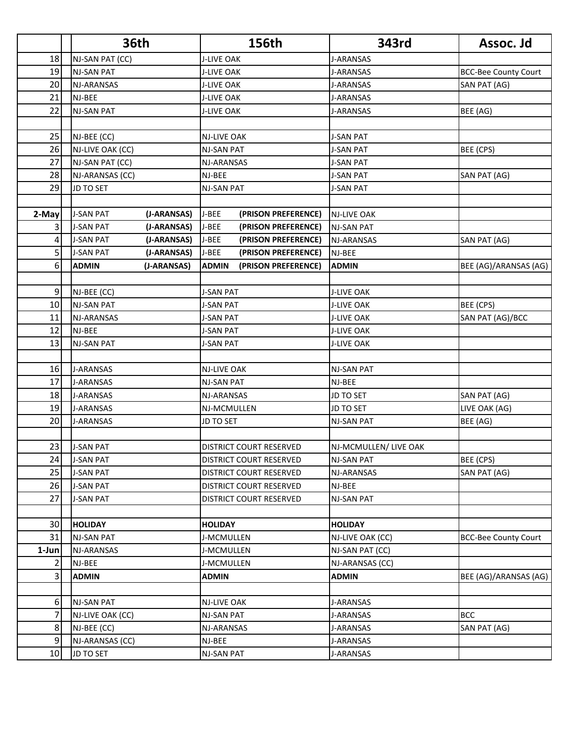| | | 36th | 156th | 343rd | Assoc. Jd |
|---|---|---|---|---|---|
| 18 | | NJ-SAN PAT (CC) | J-LIVE OAK | J-ARANSAS | |
| 19 | | NJ-SAN PAT | J-LIVE OAK | J-ARANSAS | BCC-Bee County Court |
| 20 | | NJ-ARANSAS | J-LIVE OAK | J-ARANSAS | SAN PAT (AG) |
| 21 | | NJ-BEE | J-LIVE OAK | J-ARANSAS | |
| 22 | | NJ-SAN PAT | J-LIVE OAK | J-ARANSAS | BEE (AG) |
| | | | | | |
| 25 | | NJ-BEE (CC) | NJ-LIVE OAK | J-SAN PAT | |
| 26 | | NJ-LIVE OAK (CC) | NJ-SAN PAT | J-SAN PAT | BEE (CPS) |
| 27 | | NJ-SAN PAT (CC) | NJ-ARANSAS | J-SAN PAT | |
| 28 | | NJ-ARANSAS (CC) | NJ-BEE | J-SAN PAT | SAN PAT (AG) |
| 29 | | JD TO SET | NJ-SAN PAT | J-SAN PAT | |
| | | | | | |
| **2-May** | | J-SAN PAT **(J-ARANSAS)** | J-BEE **(PRISON PREFERENCE)** | NJ-LIVE OAK | |
| 3 | | J-SAN PAT **(J-ARANSAS)** | J-BEE **(PRISON PREFERENCE)** | NJ-SAN PAT | |
| 4 | | J-SAN PAT **(J-ARANSAS)** | J-BEE **(PRISON PREFERENCE)** | NJ-ARANSAS | SAN PAT (AG) |
| 5 | | J-SAN PAT **(J-ARANSAS)** | J-BEE **(PRISON PREFERENCE)** | NJ-BEE | |
| 6 | | **ADMIN (J-ARANSAS)** | **ADMIN (PRISON PREFERENCE)** | **ADMIN** | BEE (AG)/ARANSAS (AG) |
| | | | | | |
| 9 | | NJ-BEE (CC) | J-SAN PAT | J-LIVE OAK | |
| 10 | | NJ-SAN PAT | J-SAN PAT | J-LIVE OAK | BEE (CPS) |
| 11 | | NJ-ARANSAS | J-SAN PAT | J-LIVE OAK | SAN PAT (AG)/BCC |
| 12 | | NJ-BEE | J-SAN PAT | J-LIVE OAK | |
| 13 | | NJ-SAN PAT | J-SAN PAT | J-LIVE OAK | |
| | | | | | |
| 16 | | J-ARANSAS | NJ-LIVE OAK | NJ-SAN PAT | |
| 17 | | J-ARANSAS | NJ-SAN PAT | NJ-BEE | |
| 18 | | J-ARANSAS | NJ-ARANSAS | JD TO SET | SAN PAT (AG) |
| 19 | | J-ARANSAS | NJ-MCMULLEN | JD TO SET | LIVE OAK (AG) |
| 20 | | J-ARANSAS | JD TO SET | NJ-SAN PAT | BEE (AG) |
| | | | | | |
| 23 | | J-SAN PAT | DISTRICT COURT RESERVED | NJ-MCMULLEN/ LIVE OAK | |
| 24 | | J-SAN PAT | DISTRICT COURT RESERVED | NJ-SAN PAT | BEE (CPS) |
| 25 | | J-SAN PAT | DISTRICT COURT RESERVED | NJ-ARANSAS | SAN PAT (AG) |
| 26 | | J-SAN PAT | DISTRICT COURT RESERVED | NJ-BEE | |
| 27 | | J-SAN PAT | DISTRICT COURT RESERVED | NJ-SAN PAT | |
| | | | | | |
| 30 | | **HOLIDAY** | **HOLIDAY** | **HOLIDAY** | |
| 31 | | NJ-SAN PAT | J-MCMULLEN | NJ-LIVE OAK (CC) | BCC-Bee County Court |
| **1-Jun** | | NJ-ARANSAS | J-MCMULLEN | NJ-SAN PAT (CC) | |
| 2 | | NJ-BEE | J-MCMULLEN | NJ-ARANSAS (CC) | |
| 3 | | **ADMIN** | **ADMIN** | **ADMIN** | BEE (AG)/ARANSAS (AG) |
| | | | | | |
| 6 | | NJ-SAN PAT | NJ-LIVE OAK | J-ARANSAS | |
| 7 | | NJ-LIVE OAK (CC) | NJ-SAN PAT | J-ARANSAS | BCC |
| 8 | | NJ-BEE (CC) | NJ-ARANSAS | J-ARANSAS | SAN PAT (AG) |
| 9 | | NJ-ARANSAS (CC) | NJ-BEE | J-ARANSAS | |
| 10 | | JD TO SET | NJ-SAN PAT | J-ARANSAS | |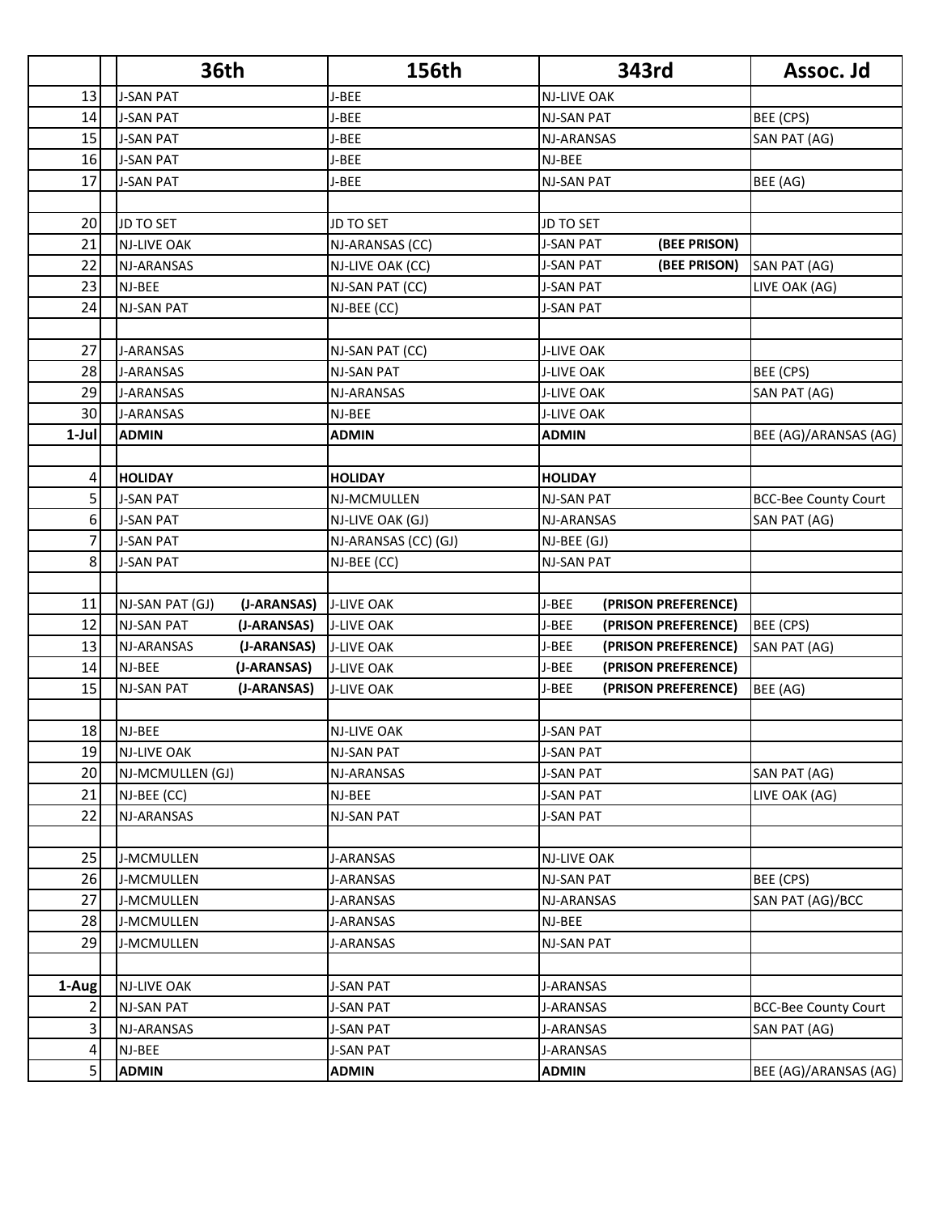| | | 36th | 156th | 343rd | Assoc. Jd |
|---|---|---|---|---|---|
| 13 | | J-SAN PAT | J-BEE | NJ-LIVE OAK | |
| 14 | | J-SAN PAT | J-BEE | NJ-SAN PAT | BEE (CPS) |
| 15 | | J-SAN PAT | J-BEE | NJ-ARANSAS | SAN PAT (AG) |
| 16 | | J-SAN PAT | J-BEE | NJ-BEE | |
| 17 | | J-SAN PAT | J-BEE | NJ-SAN PAT | BEE (AG) |
| | | | | | |
| 20 | | JD TO SET | JD TO SET | JD TO SET | |
| 21 | | NJ-LIVE OAK | NJ-ARANSAS (CC) | J-SAN PAT **(BEE PRISON)** | |
| 22 | | NJ-ARANSAS | NJ-LIVE OAK (CC) | J-SAN PAT **(BEE PRISON)** | SAN PAT (AG) |
| 23 | | NJ-BEE | NJ-SAN PAT (CC) | J-SAN PAT | LIVE OAK (AG) |
| 24 | | NJ-SAN PAT | NJ-BEE (CC) | J-SAN PAT | |
| | | | | | |
| 27 | | J-ARANSAS | NJ-SAN PAT (CC) | J-LIVE OAK | |
| 28 | | J-ARANSAS | NJ-SAN PAT | J-LIVE OAK | BEE (CPS) |
| 29 | | J-ARANSAS | NJ-ARANSAS | J-LIVE OAK | SAN PAT (AG) |
| 30 | | J-ARANSAS | NJ-BEE | J-LIVE OAK | |
| **1-Jul** | | **ADMIN** | **ADMIN** | **ADMIN** | BEE (AG)/ARANSAS (AG) |
| | | | | | |
| 4 | | **HOLIDAY** | **HOLIDAY** | **HOLIDAY** | |
| 5 | | J-SAN PAT | NJ-MCMULLEN | NJ-SAN PAT | BCC-Bee County Court |
| 6 | | J-SAN PAT | NJ-LIVE OAK (GJ) | NJ-ARANSAS | SAN PAT (AG) |
| 7 | | J-SAN PAT | NJ-ARANSAS (CC) (GJ) | NJ-BEE (GJ) | |
| 8 | | J-SAN PAT | NJ-BEE (CC) | NJ-SAN PAT | |
| | | | | | |
| 11 | | NJ-SAN PAT (GJ) **(J-ARANSAS)** | J-LIVE OAK | J-BEE **(PRISON PREFERENCE)** | |
| 12 | | NJ-SAN PAT **(J-ARANSAS)** | J-LIVE OAK | J-BEE **(PRISON PREFERENCE)** | BEE (CPS) |
| 13 | | NJ-ARANSAS **(J-ARANSAS)** | J-LIVE OAK | J-BEE **(PRISON PREFERENCE)** | SAN PAT (AG) |
| 14 | | NJ-BEE **(J-ARANSAS)** | J-LIVE OAK | J-BEE **(PRISON PREFERENCE)** | |
| 15 | | NJ-SAN PAT **(J-ARANSAS)** | J-LIVE OAK | J-BEE **(PRISON PREFERENCE)** | BEE (AG) |
| | | | | | |
| 18 | | NJ-BEE | NJ-LIVE OAK | J-SAN PAT | |
| 19 | | NJ-LIVE OAK | NJ-SAN PAT | J-SAN PAT | |
| 20 | | NJ-MCMULLEN (GJ) | NJ-ARANSAS | J-SAN PAT | SAN PAT (AG) |
| 21 | | NJ-BEE (CC) | NJ-BEE | J-SAN PAT | LIVE OAK (AG) |
| 22 | | NJ-ARANSAS | NJ-SAN PAT | J-SAN PAT | |
| | | | | | |
| 25 | | J-MCMULLEN | J-ARANSAS | NJ-LIVE OAK | |
| 26 | | J-MCMULLEN | J-ARANSAS | NJ-SAN PAT | BEE (CPS) |
| 27 | | J-MCMULLEN | J-ARANSAS | NJ-ARANSAS | SAN PAT (AG)/BCC |
| 28 | | J-MCMULLEN | J-ARANSAS | NJ-BEE | |
| 29 | | J-MCMULLEN | J-ARANSAS | NJ-SAN PAT | |
| | | | | | |
| **1-Aug** | | NJ-LIVE OAK | J-SAN PAT | J-ARANSAS | |
| 2 | | NJ-SAN PAT | J-SAN PAT | J-ARANSAS | BCC-Bee County Court |
| 3 | | NJ-ARANSAS | J-SAN PAT | J-ARANSAS | SAN PAT (AG) |
| 4 | | NJ-BEE | J-SAN PAT | J-ARANSAS | |
| 5 | | **ADMIN** | **ADMIN** | **ADMIN** | BEE (AG)/ARANSAS (AG) |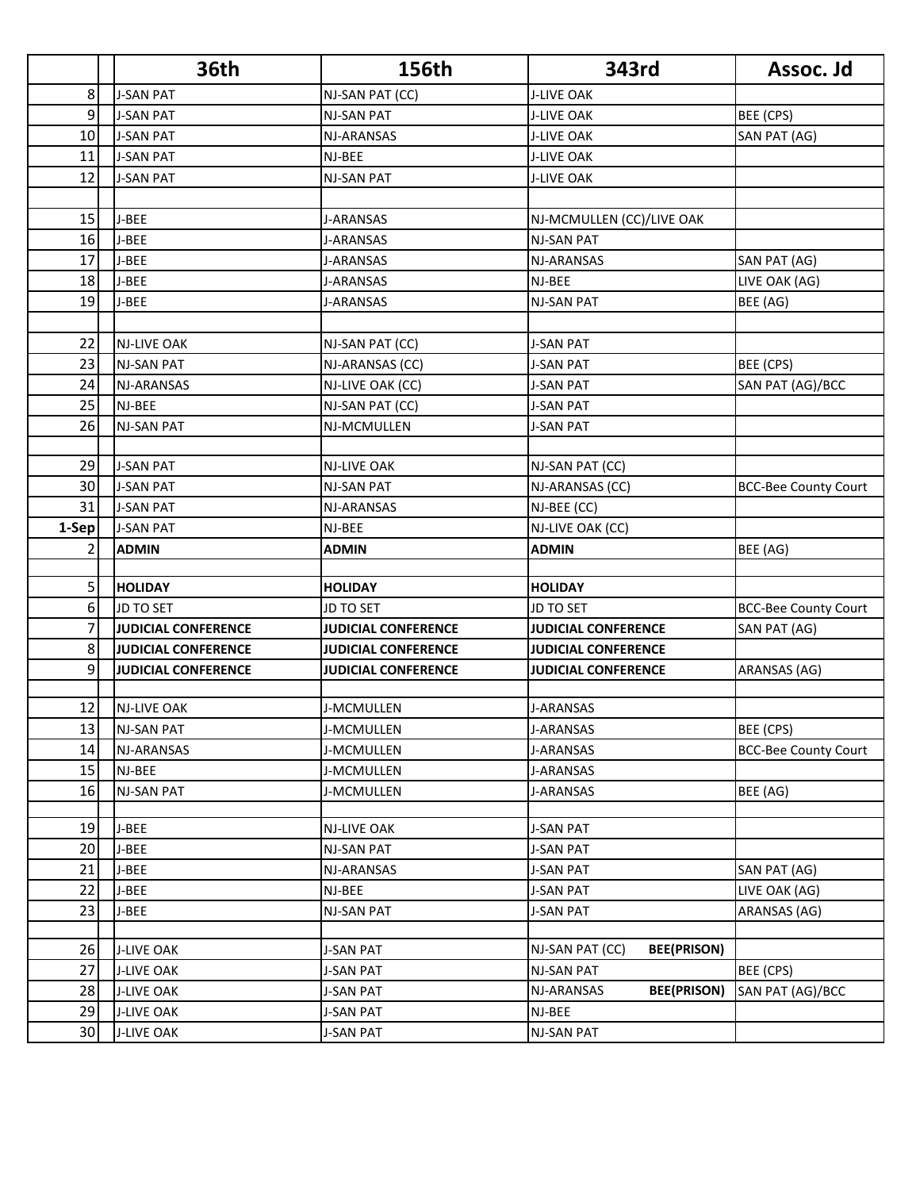| | | 36th | 156th | 343rd | Assoc. Jd |
|---|---|---|---|---|---|
| 8 | | J-SAN PAT | NJ-SAN PAT (CC) | J-LIVE OAK | |
| 9 | | J-SAN PAT | NJ-SAN PAT | J-LIVE OAK | BEE (CPS) |
| 10 | | J-SAN PAT | NJ-ARANSAS | J-LIVE OAK | SAN PAT (AG) |
| 11 | | J-SAN PAT | NJ-BEE | J-LIVE OAK | |
| 12 | | J-SAN PAT | NJ-SAN PAT | J-LIVE OAK | |
| | | | | | |
| 15 | | J-BEE | J-ARANSAS | NJ-MCMULLEN (CC)/LIVE OAK | |
| 16 | | J-BEE | J-ARANSAS | NJ-SAN PAT | |
| 17 | | J-BEE | J-ARANSAS | NJ-ARANSAS | SAN PAT (AG) |
| 18 | | J-BEE | J-ARANSAS | NJ-BEE | LIVE OAK (AG) |
| 19 | | J-BEE | J-ARANSAS | NJ-SAN PAT | BEE (AG) |
| | | | | | |
| 22 | | NJ-LIVE OAK | NJ-SAN PAT (CC) | J-SAN PAT | |
| 23 | | NJ-SAN PAT | NJ-ARANSAS (CC) | J-SAN PAT | BEE (CPS) |
| 24 | | NJ-ARANSAS | NJ-LIVE OAK (CC) | J-SAN PAT | SAN PAT (AG)/BCC |
| 25 | | NJ-BEE | NJ-SAN PAT (CC) | J-SAN PAT | |
| 26 | | NJ-SAN PAT | NJ-MCMULLEN | J-SAN PAT | |
| | | | | | |
| 29 | | J-SAN PAT | NJ-LIVE OAK | NJ-SAN PAT (CC) | |
| 30 | | J-SAN PAT | NJ-SAN PAT | NJ-ARANSAS (CC) | BCC-Bee County Court |
| 31 | | J-SAN PAT | NJ-ARANSAS | NJ-BEE (CC) | |
| **1-Sep** | | J-SAN PAT | NJ-BEE | NJ-LIVE OAK (CC) | |
| 2 | | **ADMIN** | **ADMIN** | **ADMIN** | BEE (AG) |
| | | | | | |
| 5 | | **HOLIDAY** | **HOLIDAY** | **HOLIDAY** | |
| 6 | | JD TO SET | JD TO SET | JD TO SET | BCC-Bee County Court |
| 7 | | **JUDICIAL CONFERENCE** | **JUDICIAL CONFERENCE** | **JUDICIAL CONFERENCE** | SAN PAT (AG) |
| 8 | | **JUDICIAL CONFERENCE** | **JUDICIAL CONFERENCE** | **JUDICIAL CONFERENCE** | |
| 9 | | **JUDICIAL CONFERENCE** | **JUDICIAL CONFERENCE** | **JUDICIAL CONFERENCE** | ARANSAS (AG) |
| | | | | | |
| 12 | | NJ-LIVE OAK | J-MCMULLEN | J-ARANSAS | |
| 13 | | NJ-SAN PAT | J-MCMULLEN | J-ARANSAS | BEE (CPS) |
| 14 | | NJ-ARANSAS | J-MCMULLEN | J-ARANSAS | BCC-Bee County Court |
| 15 | | NJ-BEE | J-MCMULLEN | J-ARANSAS | |
| 16 | | NJ-SAN PAT | J-MCMULLEN | J-ARANSAS | BEE (AG) |
| | | | | | |
| 19 | | J-BEE | NJ-LIVE OAK | J-SAN PAT | |
| 20 | | J-BEE | NJ-SAN PAT | J-SAN PAT | |
| 21 | | J-BEE | NJ-ARANSAS | J-SAN PAT | SAN PAT (AG) |
| 22 | | J-BEE | NJ-BEE | J-SAN PAT | LIVE OAK (AG) |
| 23 | | J-BEE | NJ-SAN PAT | J-SAN PAT | ARANSAS (AG) |
| | | | | | |
| 26 | | J-LIVE OAK | J-SAN PAT | NJ-SAN PAT (CC) **BEE(PRISON)** | |
| 27 | | J-LIVE OAK | J-SAN PAT | NJ-SAN PAT | BEE (CPS) |
| 28 | | J-LIVE OAK | J-SAN PAT | NJ-ARANSAS **BEE(PRISON)** | SAN PAT (AG)/BCC |
| 29 | | J-LIVE OAK | J-SAN PAT | NJ-BEE | |
| 30 | | J-LIVE OAK | J-SAN PAT | NJ-SAN PAT | |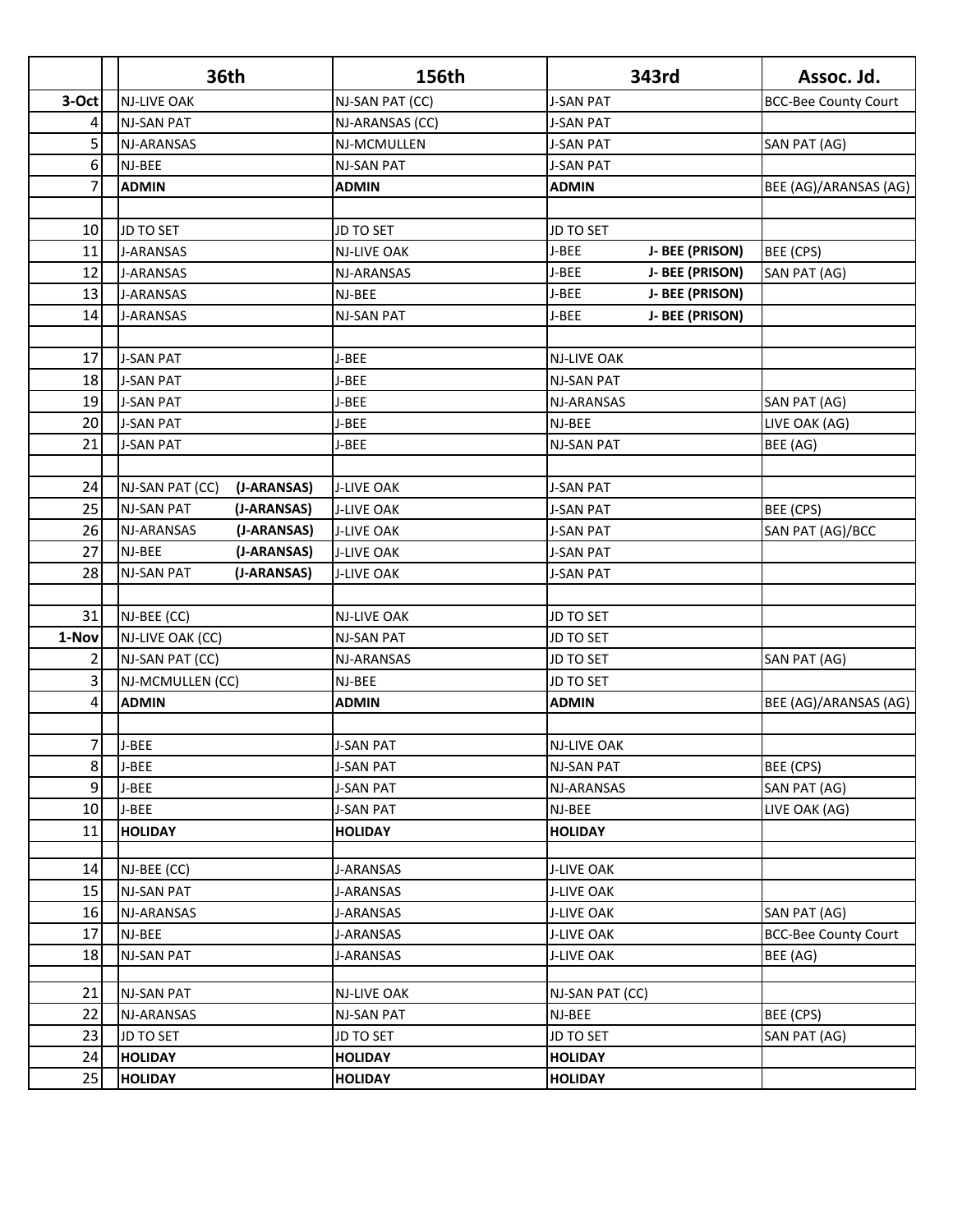| | | 36th | 156th | 343rd | Assoc. Jd. |
|---|---|---|---|---|---|
| 3-Oct | | NJ-LIVE OAK | NJ-SAN PAT (CC) | J-SAN PAT | BCC-Bee County Court |
| 4 | | NJ-SAN PAT | NJ-ARANSAS (CC) | J-SAN PAT | |
| 5 | | NJ-ARANSAS | NJ-MCMULLEN | J-SAN PAT | SAN PAT (AG) |
| 6 | | NJ-BEE | NJ-SAN PAT | J-SAN PAT | |
| 7 | | **ADMIN** | **ADMIN** | **ADMIN** | BEE (AG)/ARANSAS (AG) |
| | | | | | |
| 10 | | JD TO SET | JD TO SET | JD TO SET | |
| 11 | | J-ARANSAS | NJ-LIVE OAK | J-BEE **J- BEE (PRISON)** | BEE (CPS) |
| 12 | | J-ARANSAS | NJ-ARANSAS | J-BEE **J- BEE (PRISON)** | SAN PAT (AG) |
| 13 | | J-ARANSAS | NJ-BEE | J-BEE **J- BEE (PRISON)** | |
| 14 | | J-ARANSAS | NJ-SAN PAT | J-BEE **J- BEE (PRISON)** | |
| | | | | | |
| 17 | | J-SAN PAT | J-BEE | NJ-LIVE OAK | |
| 18 | | J-SAN PAT | J-BEE | NJ-SAN PAT | |
| 19 | | J-SAN PAT | J-BEE | NJ-ARANSAS | SAN PAT (AG) |
| 20 | | J-SAN PAT | J-BEE | NJ-BEE | LIVE OAK (AG) |
| 21 | | J-SAN PAT | J-BEE | NJ-SAN PAT | BEE (AG) |
| | | | | | |
| 24 | | NJ-SAN PAT (CC) **(J-ARANSAS)** | J-LIVE OAK | J-SAN PAT | |
| 25 | | NJ-SAN PAT **(J-ARANSAS)** | J-LIVE OAK | J-SAN PAT | BEE (CPS) |
| 26 | | NJ-ARANSAS **(J-ARANSAS)** | J-LIVE OAK | J-SAN PAT | SAN PAT (AG)/BCC |
| 27 | | NJ-BEE **(J-ARANSAS)** | J-LIVE OAK | J-SAN PAT | |
| 28 | | NJ-SAN PAT **(J-ARANSAS)** | J-LIVE OAK | J-SAN PAT | |
| | | | | | |
| 31 | | NJ-BEE (CC) | NJ-LIVE OAK | JD TO SET | |
| 1-Nov | | NJ-LIVE OAK (CC) | NJ-SAN PAT | JD TO SET | |
| 2 | | NJ-SAN PAT (CC) | NJ-ARANSAS | JD TO SET | SAN PAT (AG) |
| 3 | | NJ-MCMULLEN (CC) | NJ-BEE | JD TO SET | |
| 4 | | **ADMIN** | **ADMIN** | **ADMIN** | BEE (AG)/ARANSAS (AG) |
| | | | | | |
| 7 | | J-BEE | J-SAN PAT | NJ-LIVE OAK | |
| 8 | | J-BEE | J-SAN PAT | NJ-SAN PAT | BEE (CPS) |
| 9 | | J-BEE | J-SAN PAT | NJ-ARANSAS | SAN PAT (AG) |
| 10 | | J-BEE | J-SAN PAT | NJ-BEE | LIVE OAK (AG) |
| 11 | | **HOLIDAY** | **HOLIDAY** | **HOLIDAY** | |
| | | | | | |
| 14 | | NJ-BEE (CC) | J-ARANSAS | J-LIVE OAK | |
| 15 | | NJ-SAN PAT | J-ARANSAS | J-LIVE OAK | |
| 16 | | NJ-ARANSAS | J-ARANSAS | J-LIVE OAK | SAN PAT (AG) |
| 17 | | NJ-BEE | J-ARANSAS | J-LIVE OAK | BCC-Bee County Court |
| 18 | | NJ-SAN PAT | J-ARANSAS | J-LIVE OAK | BEE (AG) |
| | | | | | |
| 21 | | NJ-SAN PAT | NJ-LIVE OAK | NJ-SAN PAT (CC) | |
| 22 | | NJ-ARANSAS | NJ-SAN PAT | NJ-BEE | BEE (CPS) |
| 23 | | JD TO SET | JD TO SET | JD TO SET | SAN PAT (AG) |
| 24 | | **HOLIDAY** | **HOLIDAY** | **HOLIDAY** | |
| 25 | | **HOLIDAY** | **HOLIDAY** | **HOLIDAY** | |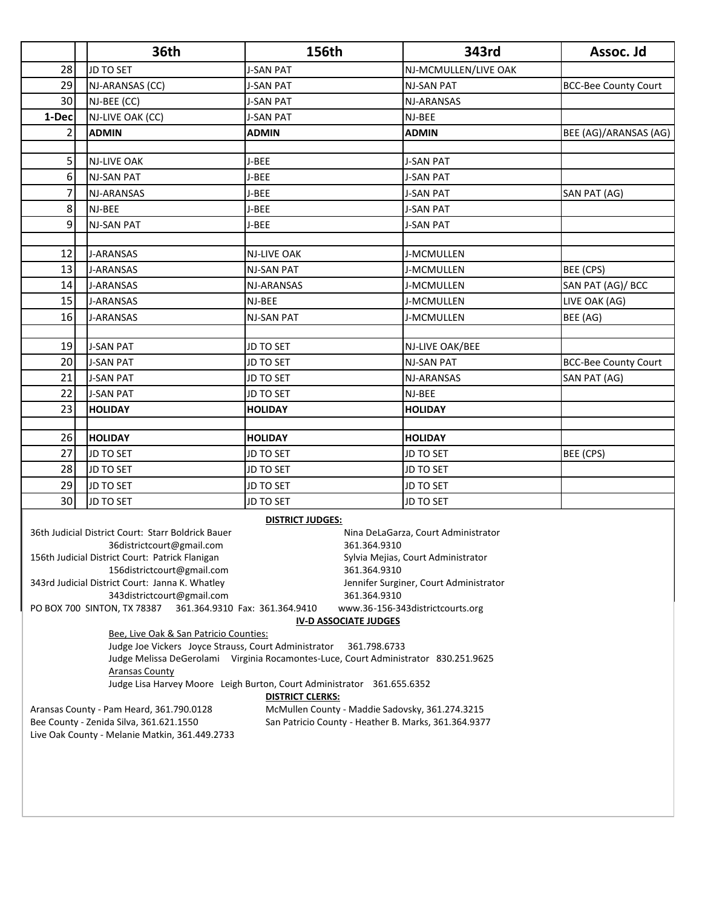| | | 36th | 156th | 343rd | Assoc. Jd |
|---|---|---|---|---|---|
| 28 | | JD TO SET | J-SAN PAT | NJ-MCMULLEN/LIVE OAK | |
| 29 | | NJ-ARANSAS (CC) | J-SAN PAT | NJ-SAN PAT | BCC-Bee County Court |
| 30 | | NJ-BEE (CC) | J-SAN PAT | NJ-ARANSAS | |
| **1-Dec** | | NJ-LIVE OAK (CC) | J-SAN PAT | NJ-BEE | |
| 2 | | **ADMIN** | **ADMIN** | **ADMIN** | BEE (AG)/ARANSAS (AG) |
| | | | | | |
| 5 | | NJ-LIVE OAK | J-BEE | J-SAN PAT | |
| 6 | | NJ-SAN PAT | J-BEE | J-SAN PAT | |
| 7 | | NJ-ARANSAS | J-BEE | J-SAN PAT | SAN PAT (AG) |
| 8 | | NJ-BEE | J-BEE | J-SAN PAT | |
| 9 | | NJ-SAN PAT | J-BEE | J-SAN PAT | |
| | | | | | |
| 12 | | J-ARANSAS | NJ-LIVE OAK | J-MCMULLEN | |
| 13 | | J-ARANSAS | NJ-SAN PAT | J-MCMULLEN | BEE (CPS) |
| 14 | | J-ARANSAS | NJ-ARANSAS | J-MCMULLEN | SAN PAT (AG)/ BCC |
| 15 | | J-ARANSAS | NJ-BEE | J-MCMULLEN | LIVE OAK (AG) |
| 16 | | J-ARANSAS | NJ-SAN PAT | J-MCMULLEN | BEE (AG) |
| | | | | | |
| 19 | | J-SAN PAT | JD TO SET | NJ-LIVE OAK/BEE | |
| 20 | | J-SAN PAT | JD TO SET | NJ-SAN PAT | BCC-Bee County Court |
| 21 | | J-SAN PAT | JD TO SET | NJ-ARANSAS | SAN PAT (AG) |
| 22 | | J-SAN PAT | JD TO SET | NJ-BEE | |
| 23 | | **HOLIDAY** | **HOLIDAY** | **HOLIDAY** | |
| | | | | | |
| 26 | | **HOLIDAY** | **HOLIDAY** | **HOLIDAY** | |
| 27 | | JD TO SET | JD TO SET | JD TO SET | BEE (CPS) |
| 28 | | JD TO SET | JD TO SET | JD TO SET | |
| 29 | | JD TO SET | JD TO SET | JD TO SET | |
| 30 | | JD TO SET | JD TO SET | JD TO SET | |

**DISTRICT JUDGES:**

36th Judicial District Court: Starr Boldrick Bauer
36districtcourt@gmail.com
Nina DeLaGarza, Court Administrator
361.364.9310

156th Judicial District Court: Patrick Flanigan
156districtcourt@gmail.com
Sylvia Mejias, Court Administrator
361.364.9310

343rd Judicial District Court: Janna K. Whatley
343districtcourt@gmail.com
Jennifer Surginer, Court Administrator
361.364.9310

PO BOX 700 SINTON, TX 78387 361.364.9310 Fax: 361.364.9410 www.36-156-343districtcourts.org

**IV-D ASSOCIATE JUDGES**

Bee, Live Oak & San Patricio Counties:

Judge Joe Vickers Joyce Strauss, Court Administrator 361.798.6733

Judge Melissa DeGerolami Virginia Rocamontes-Luce, Court Administrator 830.251.9625

Aransas County

Judge Lisa Harvey Moore Leigh Burton, Court Administrator 361.655.6352

**DISTRICT CLERKS:**

Aransas County - Pam Heard, 361.790.0128
Bee County - Zenida Silva, 361.621.1550
Live Oak County - Melanie Matkin, 361.449.2733
McMullen County - Maddie Sadovsky, 361.274.3215
San Patricio County - Heather B. Marks, 361.364.9377